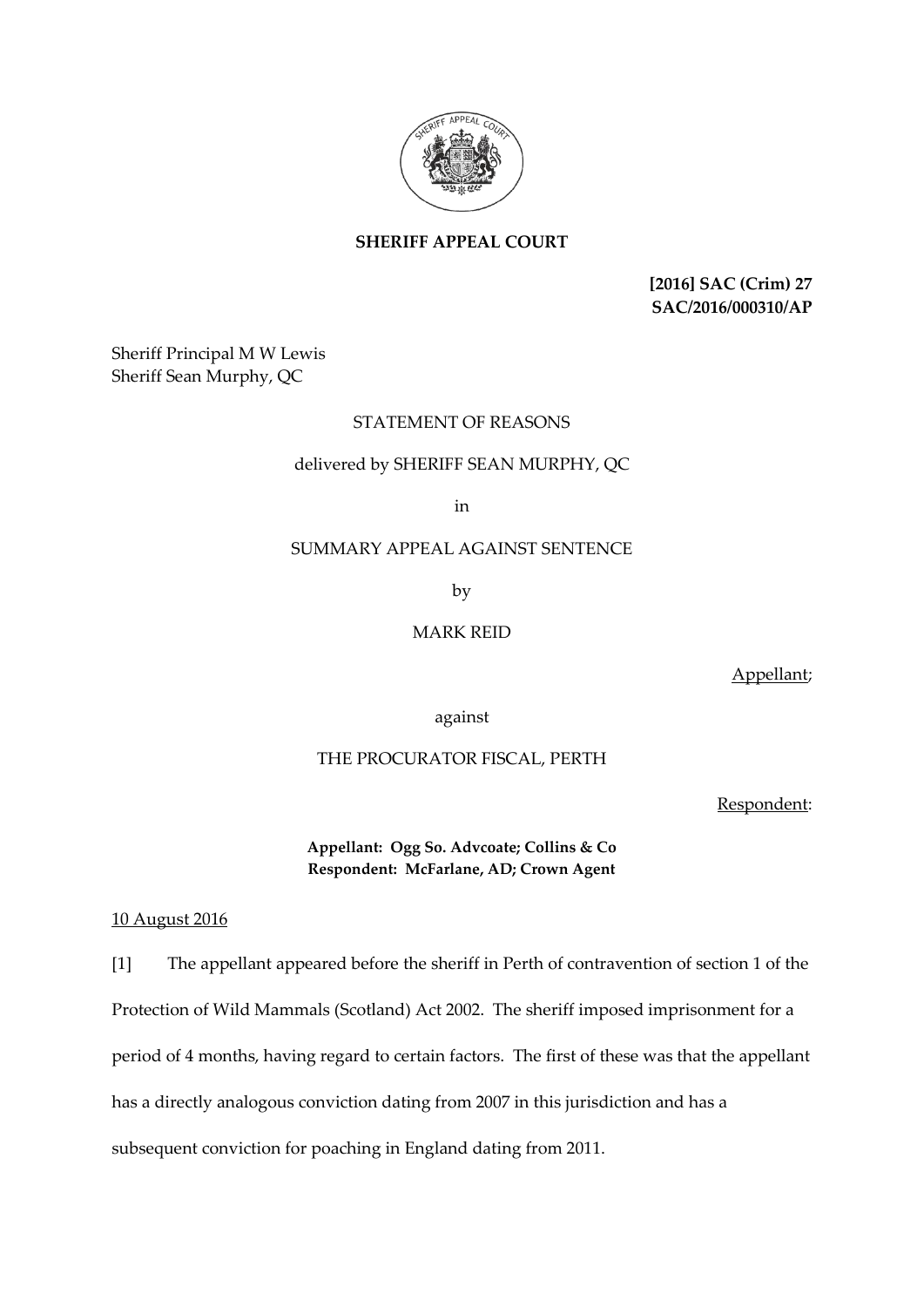**SHERIFF APPEAL COURT**

**[2016] SAC (Crim) 27**
**SAC/2016/000310/AP**

Sheriff Principal M W Lewis
Sheriff Sean Murphy, QC

STATEMENT OF REASONS

delivered by SHERIFF SEAN MURPHY, QC

in

SUMMARY APPEAL AGAINST SENTENCE

by

MARK REID

Appellant;

against

THE PROCURATOR FISCAL, PERTH

Respondent:

**Appellant: Ogg So. Advcoate; Collins & Co**
**Respondent: McFarlane, AD; Crown Agent**

10 August 2016

[1] The appellant appeared before the sheriff in Perth of contravention of section 1 of the Protection of Wild Mammals (Scotland) Act 2002. The sheriff imposed imprisonment for a period of 4 months, having regard to certain factors. The first of these was that the appellant has a directly analogous conviction dating from 2007 in this jurisdiction and has a subsequent conviction for poaching in England dating from 2011.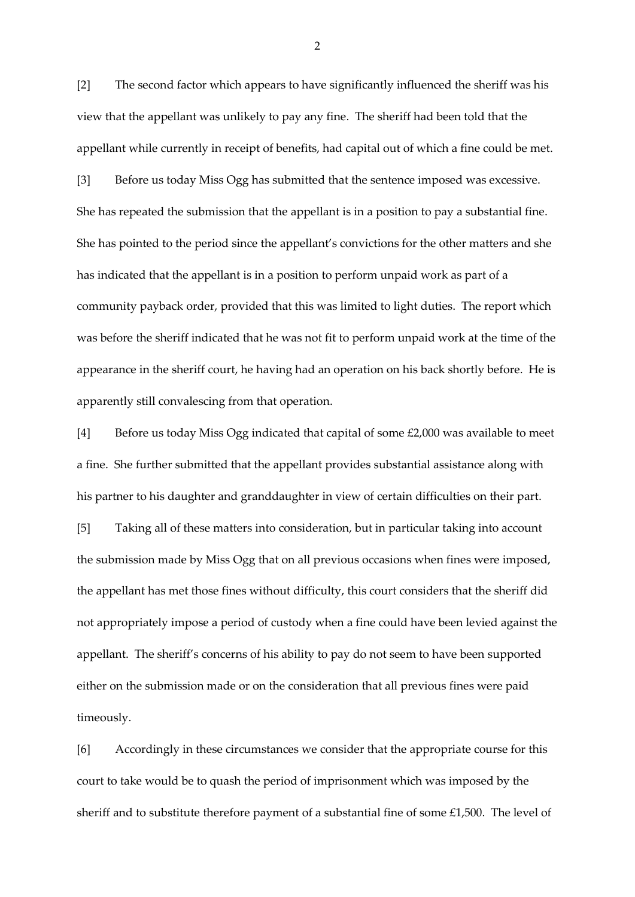[2] The second factor which appears to have significantly influenced the sheriff was his view that the appellant was unlikely to pay any fine. The sheriff had been told that the appellant while currently in receipt of benefits, had capital out of which a fine could be met.

[3] Before us today Miss Ogg has submitted that the sentence imposed was excessive. She has repeated the submission that the appellant is in a position to pay a substantial fine. She has pointed to the period since the appellant's convictions for the other matters and she has indicated that the appellant is in a position to perform unpaid work as part of a community payback order, provided that this was limited to light duties. The report which was before the sheriff indicated that he was not fit to perform unpaid work at the time of the appearance in the sheriff court, he having had an operation on his back shortly before. He is apparently still convalescing from that operation.

[4] Before us today Miss Ogg indicated that capital of some £2,000 was available to meet a fine. She further submitted that the appellant provides substantial assistance along with his partner to his daughter and granddaughter in view of certain difficulties on their part.

[5] Taking all of these matters into consideration, but in particular taking into account the submission made by Miss Ogg that on all previous occasions when fines were imposed, the appellant has met those fines without difficulty, this court considers that the sheriff did not appropriately impose a period of custody when a fine could have been levied against the appellant. The sheriff's concerns of his ability to pay do not seem to have been supported either on the submission made or on the consideration that all previous fines were paid timeously.

[6] Accordingly in these circumstances we consider that the appropriate course for this court to take would be to quash the period of imprisonment which was imposed by the sheriff and to substitute therefore payment of a substantial fine of some £1,500. The level of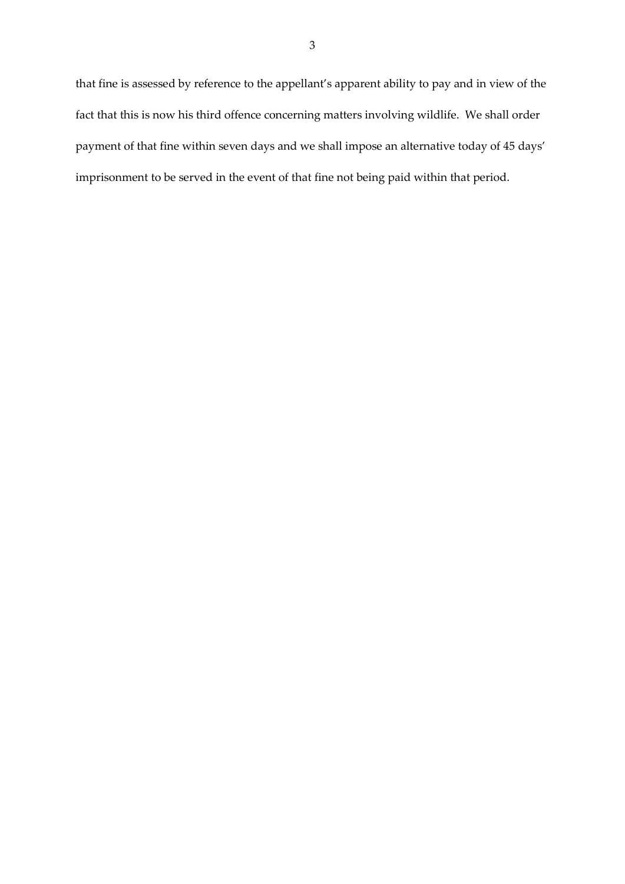that fine is assessed by reference to the appellant's apparent ability to pay and in view of the fact that this is now his third offence concerning matters involving wildlife. We shall order payment of that fine within seven days and we shall impose an alternative today of 45 days' imprisonment to be served in the event of that fine not being paid within that period.